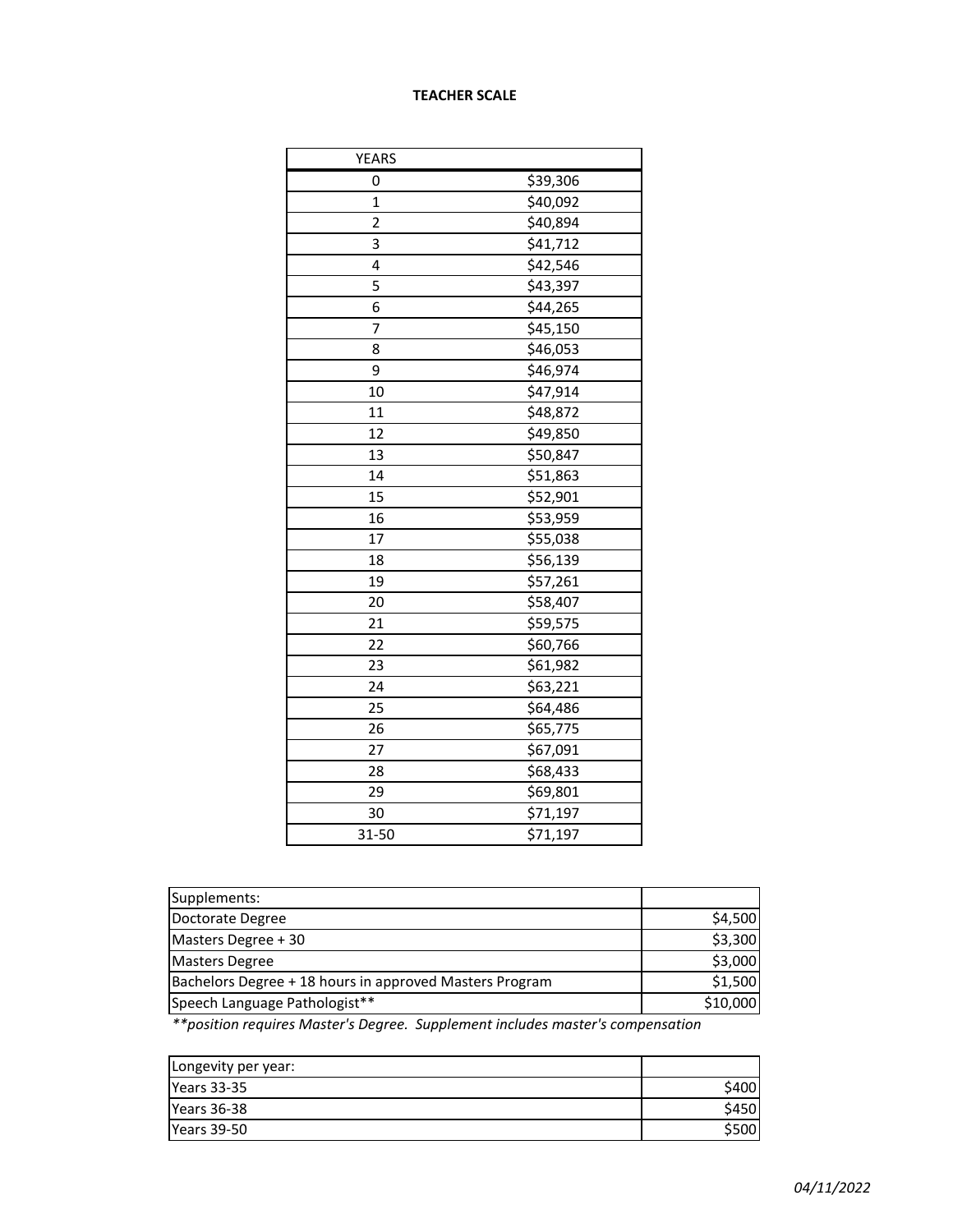# TEACHER SCALE

| YEARS | |
|---|---|
| 0 | $39,306 |
| 1 | $40,092 |
| 2 | $40,894 |
| 3 | $41,712 |
| 4 | $42,546 |
| 5 | $43,397 |
| 6 | $44,265 |
| 7 | $45,150 |
| 8 | $46,053 |
| 9 | $46,974 |
| 10 | $47,914 |
| 11 | $48,872 |
| 12 | $49,850 |
| 13 | $50,847 |
| 14 | $51,863 |
| 15 | $52,901 |
| 16 | $53,959 |
| 17 | $55,038 |
| 18 | $56,139 |
| 19 | $57,261 |
| 20 | $58,407 |
| 21 | $59,575 |
| 22 | $60,766 |
| 23 | $61,982 |
| 24 | $63,221 |
| 25 | $64,486 |
| 26 | $65,775 |
| 27 | $67,091 |
| 28 | $68,433 |
| 29 | $69,801 |
| 30 | $71,197 |
| 31-50 | $71,197 |

| Supplements: | |
|---|---|
| Doctorate Degree | $4,500 |
| Masters Degree + 30 | $3,300 |
| Masters Degree | $3,000 |
| Bachelors Degree + 18 hours in approved Masters Program | $1,500 |
| Speech Language Pathologist** | $10,000 |

*\*\*position requires Master's Degree. Supplement includes master's compensation*

| Longevity per year: | |
|---|---|
| Years 33-35 | $400 |
| Years 36-38 | $450 |
| Years 39-50 | $500 |

*04/11/2022*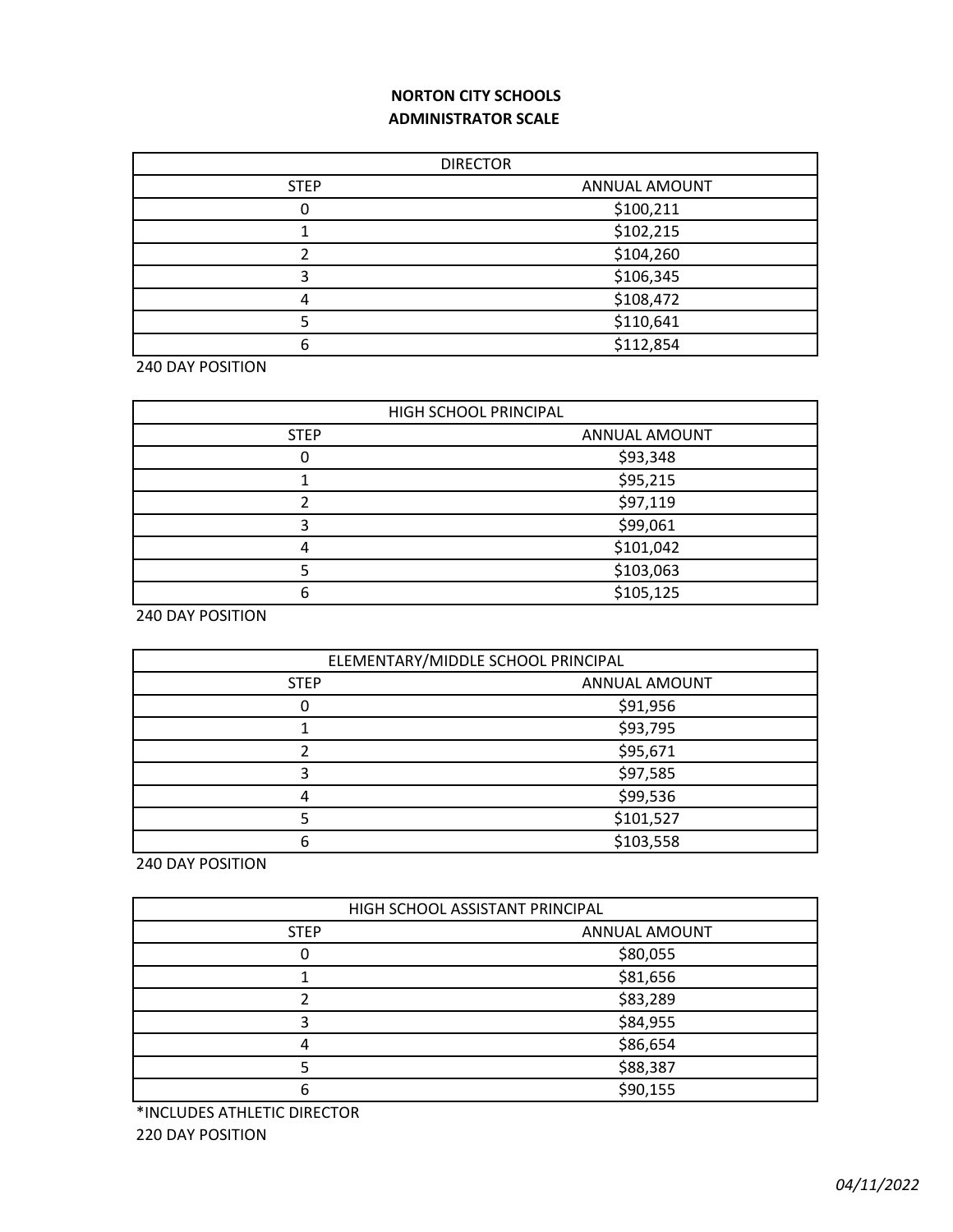**NORTON CITY SCHOOLS**
**ADMINISTRATOR SCALE**

| DIRECTOR | |
|---|---|
| STEP | ANNUAL AMOUNT |
| 0 | $100,211 |
| 1 | $102,215 |
| 2 | $104,260 |
| 3 | $106,345 |
| 4 | $108,472 |
| 5 | $110,641 |
| 6 | $112,854 |

240 DAY POSITION

| HIGH SCHOOL PRINCIPAL | |
|---|---|
| STEP | ANNUAL AMOUNT |
| 0 | $93,348 |
| 1 | $95,215 |
| 2 | $97,119 |
| 3 | $99,061 |
| 4 | $101,042 |
| 5 | $103,063 |
| 6 | $105,125 |

240 DAY POSITION

| ELEMENTARY/MIDDLE SCHOOL PRINCIPAL | |
|---|---|
| STEP | ANNUAL AMOUNT |
| 0 | $91,956 |
| 1 | $93,795 |
| 2 | $95,671 |
| 3 | $97,585 |
| 4 | $99,536 |
| 5 | $101,527 |
| 6 | $103,558 |

240 DAY POSITION

| HIGH SCHOOL ASSISTANT PRINCIPAL | |
|---|---|
| STEP | ANNUAL AMOUNT |
| 0 | $80,055 |
| 1 | $81,656 |
| 2 | $83,289 |
| 3 | $84,955 |
| 4 | $86,654 |
| 5 | $88,387 |
| 6 | $90,155 |

*INCLUDES ATHLETIC DIRECTOR
220 DAY POSITION

*04/11/2022*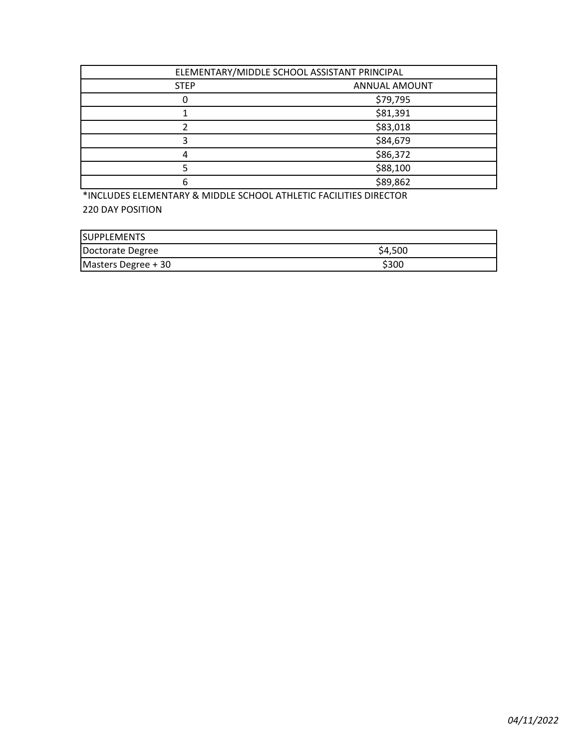| ELEMENTARY/MIDDLE SCHOOL ASSISTANT PRINCIPAL | |
|---|---|
| STEP | ANNUAL AMOUNT |
| 0 | $79,795 |
| 1 | $81,391 |
| 2 | $83,018 |
| 3 | $84,679 |
| 4 | $86,372 |
| 5 | $88,100 |
| 6 | $89,862 |

*INCLUDES ELEMENTARY & MIDDLE SCHOOL ATHLETIC FACILITIES DIRECTOR

220 DAY POSITION

| SUPPLEMENTS | |
|---|---|
| Doctorate Degree | $4,500 |
| Masters Degree + 30 | $300 |

*04/11/2022*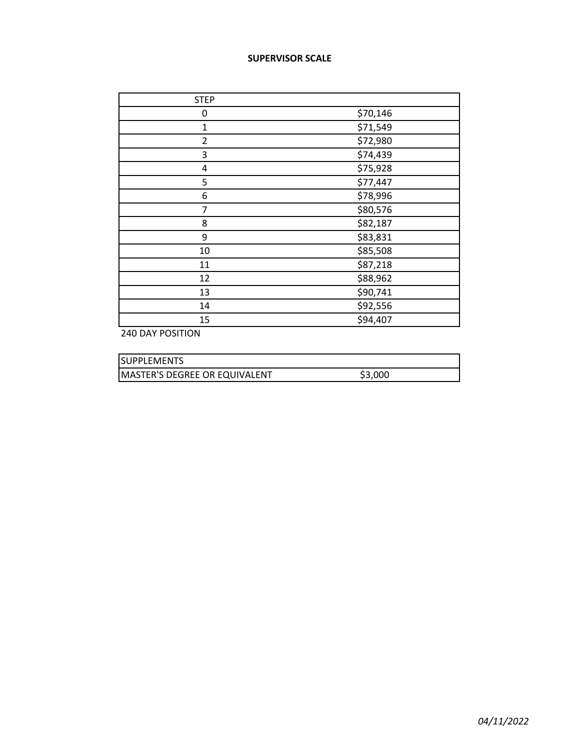**SUPERVISOR SCALE**

| STEP | |
|---|---|
| 0 | $70,146 |
| 1 | $71,549 |
| 2 | $72,980 |
| 3 | $74,439 |
| 4 | $75,928 |
| 5 | $77,447 |
| 6 | $78,996 |
| 7 | $80,576 |
| 8 | $82,187 |
| 9 | $83,831 |
| 10 | $85,508 |
| 11 | $87,218 |
| 12 | $88,962 |
| 13 | $90,741 |
| 14 | $92,556 |
| 15 | $94,407 |

240 DAY POSITION

| SUPPLEMENTS | |
|---|---|
| MASTER'S DEGREE OR EQUIVALENT | $3,000 |

*04/11/2022*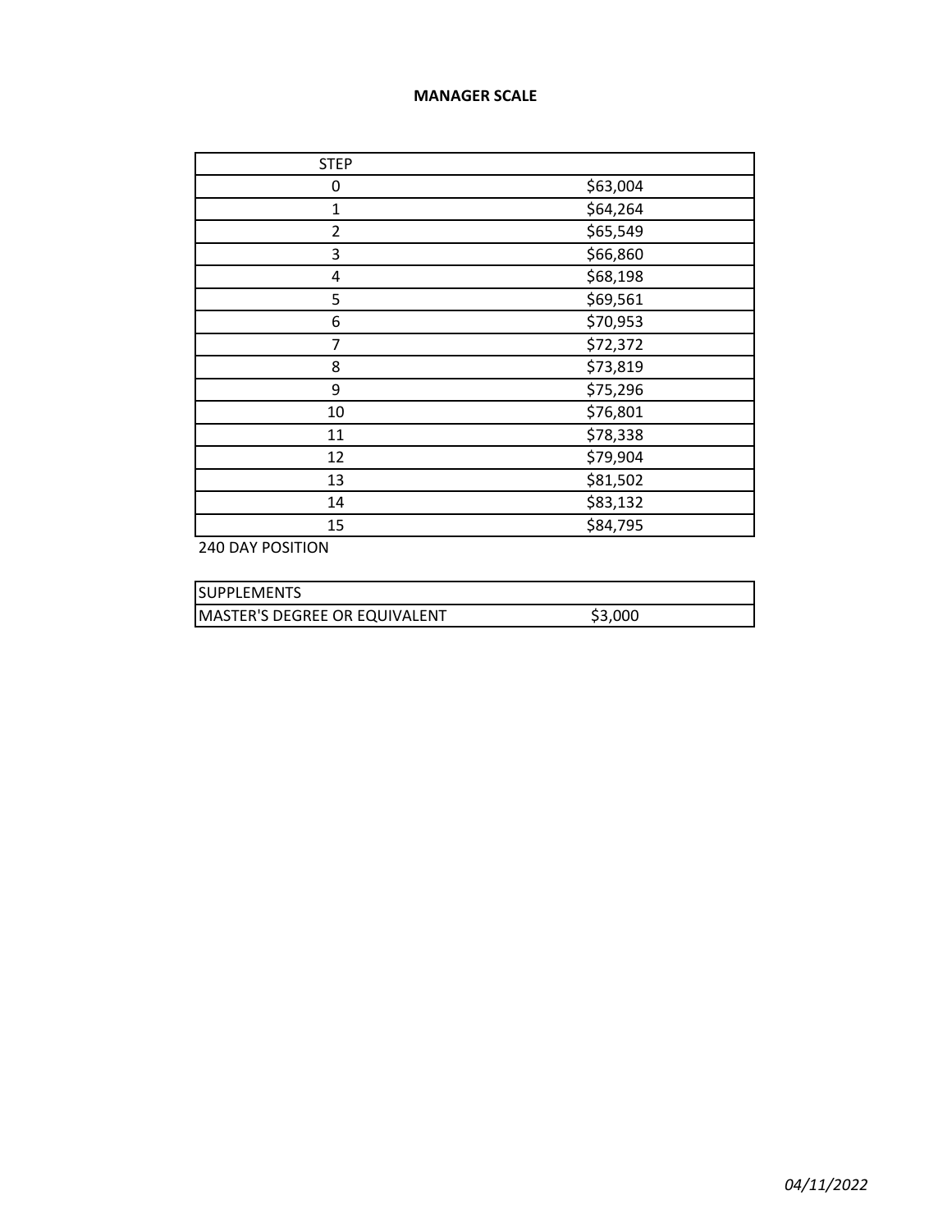**MANAGER SCALE**

| STEP | |
|---|---|
| 0 | $63,004 |
| 1 | $64,264 |
| 2 | $65,549 |
| 3 | $66,860 |
| 4 | $68,198 |
| 5 | $69,561 |
| 6 | $70,953 |
| 7 | $72,372 |
| 8 | $73,819 |
| 9 | $75,296 |
| 10 | $76,801 |
| 11 | $78,338 |
| 12 | $79,904 |
| 13 | $81,502 |
| 14 | $83,132 |
| 15 | $84,795 |

240 DAY POSITION

| SUPPLEMENTS | |
|---|---|
| MASTER'S DEGREE OR EQUIVALENT | $3,000 |

*04/11/2022*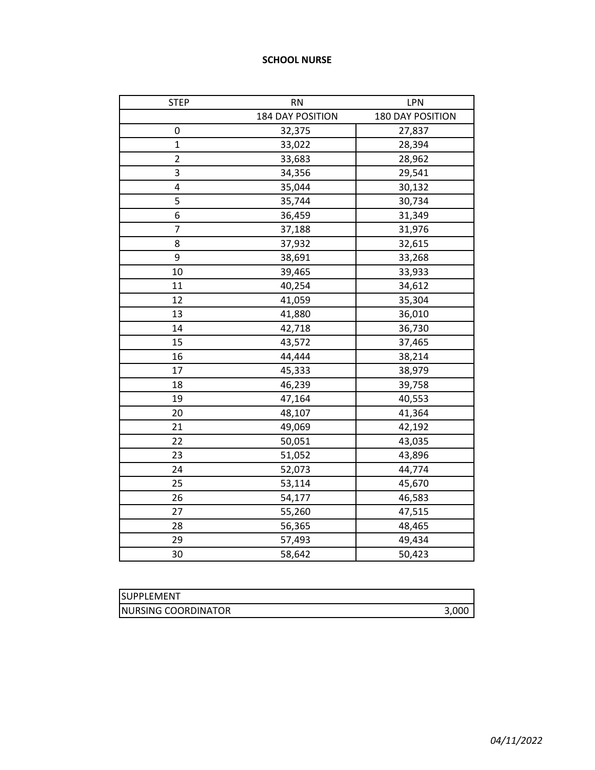# SCHOOL NURSE

| STEP | RN | LPN |
|---|---|---|
| | 184 DAY POSITION | 180 DAY POSITION |
| 0 | 32,375 | 27,837 |
| 1 | 33,022 | 28,394 |
| 2 | 33,683 | 28,962 |
| 3 | 34,356 | 29,541 |
| 4 | 35,044 | 30,132 |
| 5 | 35,744 | 30,734 |
| 6 | 36,459 | 31,349 |
| 7 | 37,188 | 31,976 |
| 8 | 37,932 | 32,615 |
| 9 | 38,691 | 33,268 |
| 10 | 39,465 | 33,933 |
| 11 | 40,254 | 34,612 |
| 12 | 41,059 | 35,304 |
| 13 | 41,880 | 36,010 |
| 14 | 42,718 | 36,730 |
| 15 | 43,572 | 37,465 |
| 16 | 44,444 | 38,214 |
| 17 | 45,333 | 38,979 |
| 18 | 46,239 | 39,758 |
| 19 | 47,164 | 40,553 |
| 20 | 48,107 | 41,364 |
| 21 | 49,069 | 42,192 |
| 22 | 50,051 | 43,035 |
| 23 | 51,052 | 43,896 |
| 24 | 52,073 | 44,774 |
| 25 | 53,114 | 45,670 |
| 26 | 54,177 | 46,583 |
| 27 | 55,260 | 47,515 |
| 28 | 56,365 | 48,465 |
| 29 | 57,493 | 49,434 |
| 30 | 58,642 | 50,423 |

| SUPPLEMENT | |
|---|---|
| NURSING COORDINATOR | 3,000 |

*04/11/2022*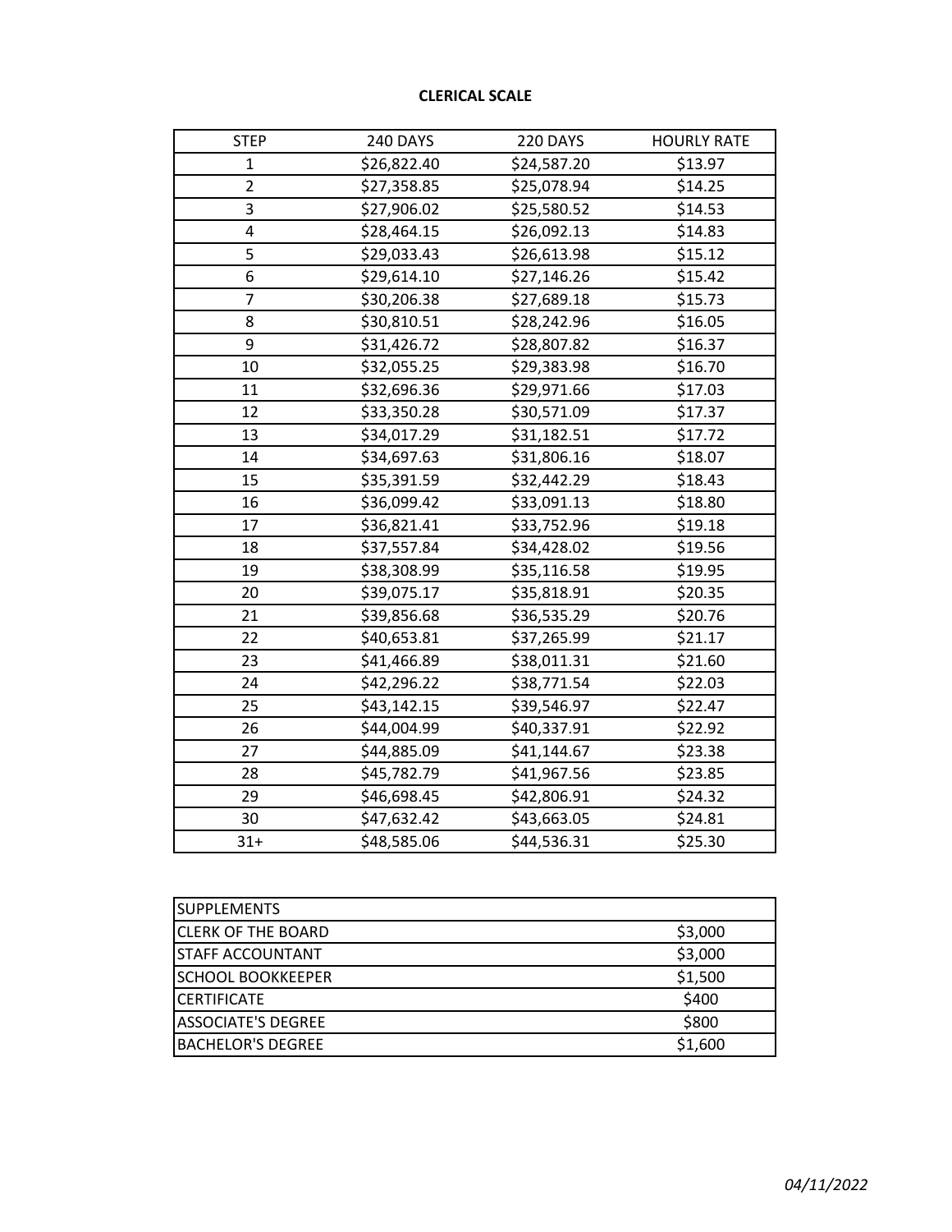**CLERICAL SCALE**

| STEP | 240 DAYS | 220 DAYS | HOURLY RATE |
|---|---|---|---|
| 1 | $26,822.40 | $24,587.20 | $13.97 |
| 2 | $27,358.85 | $25,078.94 | $14.25 |
| 3 | $27,906.02 | $25,580.52 | $14.53 |
| 4 | $28,464.15 | $26,092.13 | $14.83 |
| 5 | $29,033.43 | $26,613.98 | $15.12 |
| 6 | $29,614.10 | $27,146.26 | $15.42 |
| 7 | $30,206.38 | $27,689.18 | $15.73 |
| 8 | $30,810.51 | $28,242.96 | $16.05 |
| 9 | $31,426.72 | $28,807.82 | $16.37 |
| 10 | $32,055.25 | $29,383.98 | $16.70 |
| 11 | $32,696.36 | $29,971.66 | $17.03 |
| 12 | $33,350.28 | $30,571.09 | $17.37 |
| 13 | $34,017.29 | $31,182.51 | $17.72 |
| 14 | $34,697.63 | $31,806.16 | $18.07 |
| 15 | $35,391.59 | $32,442.29 | $18.43 |
| 16 | $36,099.42 | $33,091.13 | $18.80 |
| 17 | $36,821.41 | $33,752.96 | $19.18 |
| 18 | $37,557.84 | $34,428.02 | $19.56 |
| 19 | $38,308.99 | $35,116.58 | $19.95 |
| 20 | $39,075.17 | $35,818.91 | $20.35 |
| 21 | $39,856.68 | $36,535.29 | $20.76 |
| 22 | $40,653.81 | $37,265.99 | $21.17 |
| 23 | $41,466.89 | $38,011.31 | $21.60 |
| 24 | $42,296.22 | $38,771.54 | $22.03 |
| 25 | $43,142.15 | $39,546.97 | $22.47 |
| 26 | $44,004.99 | $40,337.91 | $22.92 |
| 27 | $44,885.09 | $41,144.67 | $23.38 |
| 28 | $45,782.79 | $41,967.56 | $23.85 |
| 29 | $46,698.45 | $42,806.91 | $24.32 |
| 30 | $47,632.42 | $43,663.05 | $24.81 |
| 31+ | $48,585.06 | $44,536.31 | $25.30 |

| SUPPLEMENTS | |
|---|---|
| CLERK OF THE BOARD | $3,000 |
| STAFF ACCOUNTANT | $3,000 |
| SCHOOL BOOKKEEPER | $1,500 |
| CERTIFICATE | $400 |
| ASSOCIATE'S DEGREE | $800 |
| BACHELOR'S DEGREE | $1,600 |

*04/11/2022*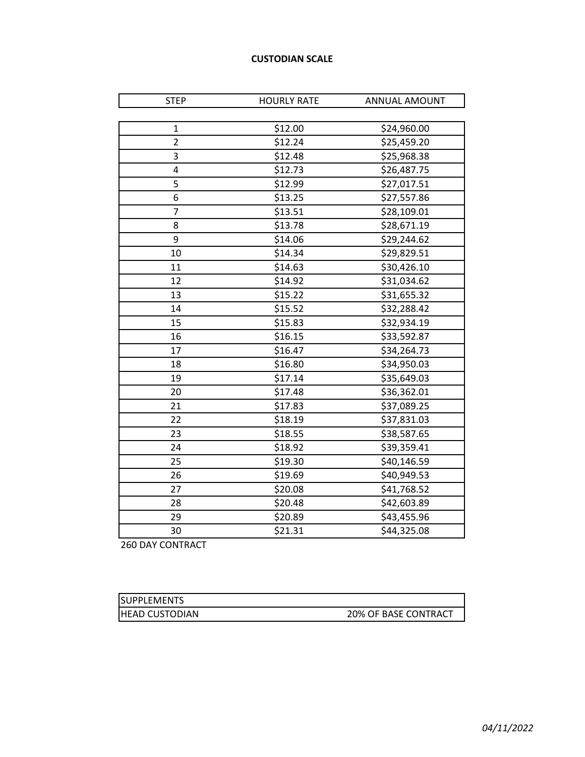**CUSTODIAN SCALE**

| STEP | HOURLY RATE | ANNUAL AMOUNT |
|---|---|---|
| 1 | $12.00 | $24,960.00 |
| 2 | $12.24 | $25,459.20 |
| 3 | $12.48 | $25,968.38 |
| 4 | $12.73 | $26,487.75 |
| 5 | $12.99 | $27,017.51 |
| 6 | $13.25 | $27,557.86 |
| 7 | $13.51 | $28,109.01 |
| 8 | $13.78 | $28,671.19 |
| 9 | $14.06 | $29,244.62 |
| 10 | $14.34 | $29,829.51 |
| 11 | $14.63 | $30,426.10 |
| 12 | $14.92 | $31,034.62 |
| 13 | $15.22 | $31,655.32 |
| 14 | $15.52 | $32,288.42 |
| 15 | $15.83 | $32,934.19 |
| 16 | $16.15 | $33,592.87 |
| 17 | $16.47 | $34,264.73 |
| 18 | $16.80 | $34,950.03 |
| 19 | $17.14 | $35,649.03 |
| 20 | $17.48 | $36,362.01 |
| 21 | $17.83 | $37,089.25 |
| 22 | $18.19 | $37,831.03 |
| 23 | $18.55 | $38,587.65 |
| 24 | $18.92 | $39,359.41 |
| 25 | $19.30 | $40,146.59 |
| 26 | $19.69 | $40,949.53 |
| 27 | $20.08 | $41,768.52 |
| 28 | $20.48 | $42,603.89 |
| 29 | $20.89 | $43,455.96 |
| 30 | $21.31 | $44,325.08 |

260 DAY CONTRACT

| SUPPLEMENTS | |
|---|---|
| HEAD CUSTODIAN | 20% OF BASE CONTRACT |

*04/11/2022*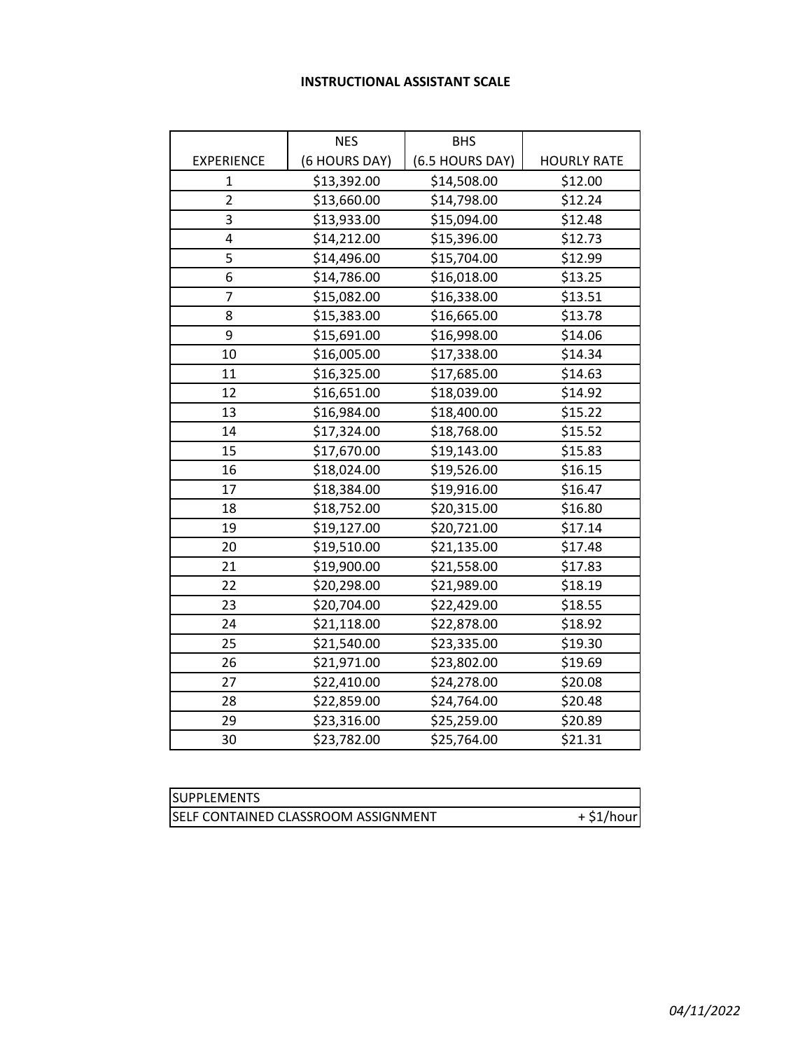# INSTRUCTIONAL ASSISTANT SCALE

| EXPERIENCE | NES (6 HOURS DAY) | BHS (6.5 HOURS DAY) | HOURLY RATE |
|---|---|---|---|
| 1 | $13,392.00 | $14,508.00 | $12.00 |
| 2 | $13,660.00 | $14,798.00 | $12.24 |
| 3 | $13,933.00 | $15,094.00 | $12.48 |
| 4 | $14,212.00 | $15,396.00 | $12.73 |
| 5 | $14,496.00 | $15,704.00 | $12.99 |
| 6 | $14,786.00 | $16,018.00 | $13.25 |
| 7 | $15,082.00 | $16,338.00 | $13.51 |
| 8 | $15,383.00 | $16,665.00 | $13.78 |
| 9 | $15,691.00 | $16,998.00 | $14.06 |
| 10 | $16,005.00 | $17,338.00 | $14.34 |
| 11 | $16,325.00 | $17,685.00 | $14.63 |
| 12 | $16,651.00 | $18,039.00 | $14.92 |
| 13 | $16,984.00 | $18,400.00 | $15.22 |
| 14 | $17,324.00 | $18,768.00 | $15.52 |
| 15 | $17,670.00 | $19,143.00 | $15.83 |
| 16 | $18,024.00 | $19,526.00 | $16.15 |
| 17 | $18,384.00 | $19,916.00 | $16.47 |
| 18 | $18,752.00 | $20,315.00 | $16.80 |
| 19 | $19,127.00 | $20,721.00 | $17.14 |
| 20 | $19,510.00 | $21,135.00 | $17.48 |
| 21 | $19,900.00 | $21,558.00 | $17.83 |
| 22 | $20,298.00 | $21,989.00 | $18.19 |
| 23 | $20,704.00 | $22,429.00 | $18.55 |
| 24 | $21,118.00 | $22,878.00 | $18.92 |
| 25 | $21,540.00 | $23,335.00 | $19.30 |
| 26 | $21,971.00 | $23,802.00 | $19.69 |
| 27 | $22,410.00 | $24,278.00 | $20.08 |
| 28 | $22,859.00 | $24,764.00 | $20.48 |
| 29 | $23,316.00 | $25,259.00 | $20.89 |
| 30 | $23,782.00 | $25,764.00 | $21.31 |

| SUPPLEMENTS | |
|---|---|
| SELF CONTAINED CLASSROOM ASSIGNMENT | + $1/hour |

*04/11/2022*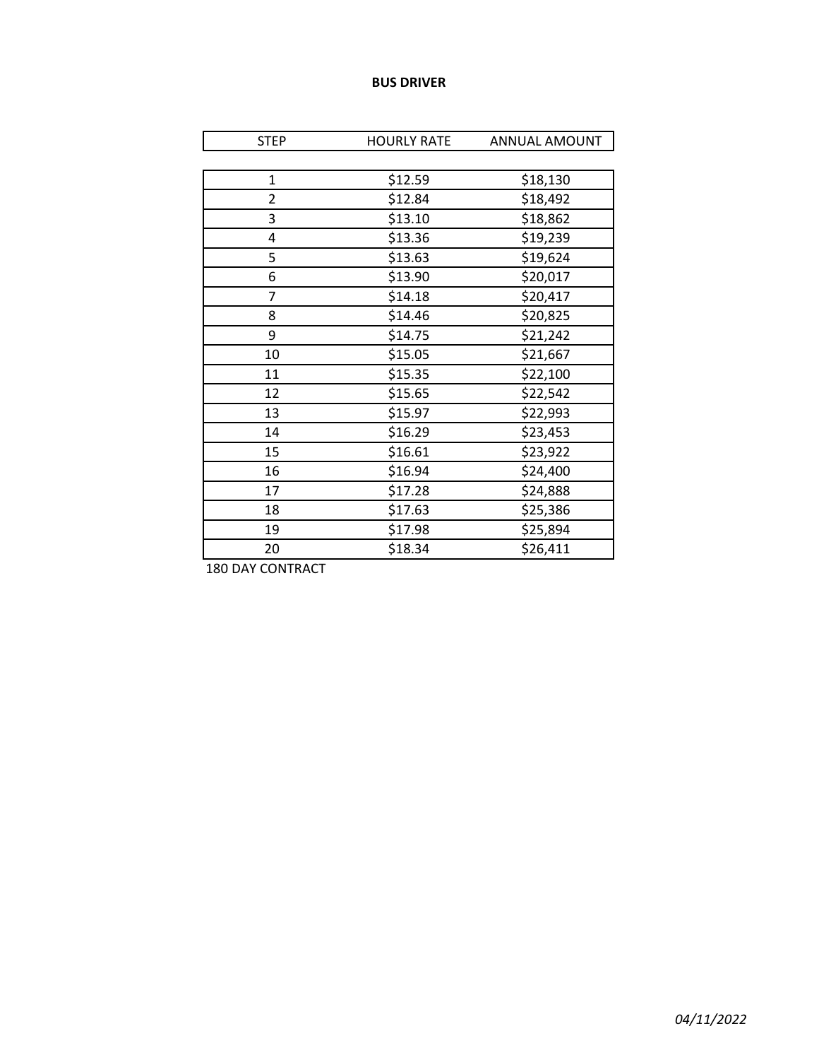# BUS DRIVER

| STEP | HOURLY RATE | ANNUAL AMOUNT |
|---|---|---|
| 1 | $12.59 | $18,130 |
| 2 | $12.84 | $18,492 |
| 3 | $13.10 | $18,862 |
| 4 | $13.36 | $19,239 |
| 5 | $13.63 | $19,624 |
| 6 | $13.90 | $20,017 |
| 7 | $14.18 | $20,417 |
| 8 | $14.46 | $20,825 |
| 9 | $14.75 | $21,242 |
| 10 | $15.05 | $21,667 |
| 11 | $15.35 | $22,100 |
| 12 | $15.65 | $22,542 |
| 13 | $15.97 | $22,993 |
| 14 | $16.29 | $23,453 |
| 15 | $16.61 | $23,922 |
| 16 | $16.94 | $24,400 |
| 17 | $17.28 | $24,888 |
| 18 | $17.63 | $25,386 |
| 19 | $17.98 | $25,894 |
| 20 | $18.34 | $26,411 |

180 DAY CONTRACT

*04/11/2022*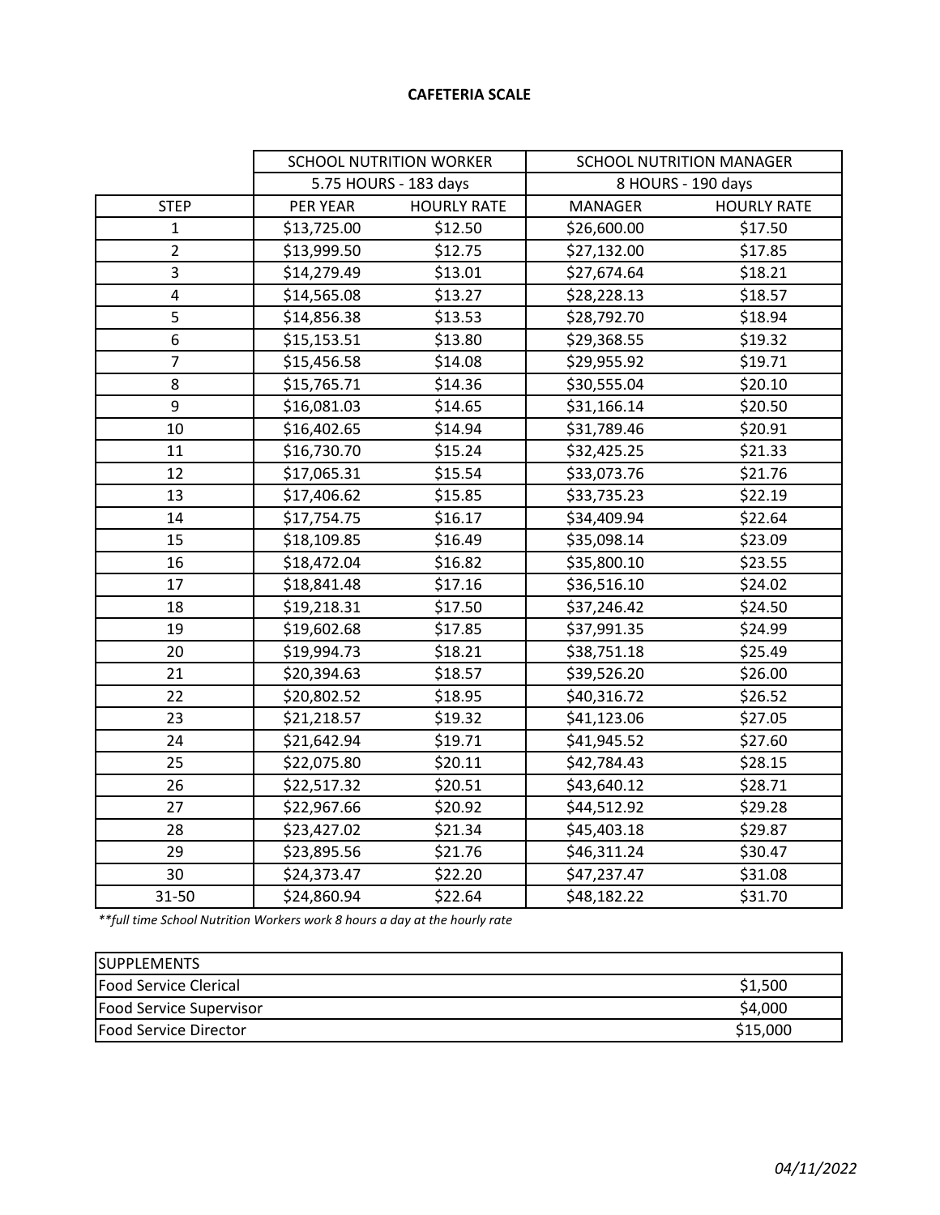## CAFETERIA SCALE

| | SCHOOL NUTRITION WORKER | | SCHOOL NUTRITION MANAGER | |
|---|---|---|---|---|
| | 5.75 HOURS - 183 days | | 8 HOURS - 190 days | |
| STEP | PER YEAR | HOURLY RATE | MANAGER | HOURLY RATE |
| 1 | $13,725.00 | $12.50 | $26,600.00 | $17.50 |
| 2 | $13,999.50 | $12.75 | $27,132.00 | $17.85 |
| 3 | $14,279.49 | $13.01 | $27,674.64 | $18.21 |
| 4 | $14,565.08 | $13.27 | $28,228.13 | $18.57 |
| 5 | $14,856.38 | $13.53 | $28,792.70 | $18.94 |
| 6 | $15,153.51 | $13.80 | $29,368.55 | $19.32 |
| 7 | $15,456.58 | $14.08 | $29,955.92 | $19.71 |
| 8 | $15,765.71 | $14.36 | $30,555.04 | $20.10 |
| 9 | $16,081.03 | $14.65 | $31,166.14 | $20.50 |
| 10 | $16,402.65 | $14.94 | $31,789.46 | $20.91 |
| 11 | $16,730.70 | $15.24 | $32,425.25 | $21.33 |
| 12 | $17,065.31 | $15.54 | $33,073.76 | $21.76 |
| 13 | $17,406.62 | $15.85 | $33,735.23 | $22.19 |
| 14 | $17,754.75 | $16.17 | $34,409.94 | $22.64 |
| 15 | $18,109.85 | $16.49 | $35,098.14 | $23.09 |
| 16 | $18,472.04 | $16.82 | $35,800.10 | $23.55 |
| 17 | $18,841.48 | $17.16 | $36,516.10 | $24.02 |
| 18 | $19,218.31 | $17.50 | $37,246.42 | $24.50 |
| 19 | $19,602.68 | $17.85 | $37,991.35 | $24.99 |
| 20 | $19,994.73 | $18.21 | $38,751.18 | $25.49 |
| 21 | $20,394.63 | $18.57 | $39,526.20 | $26.00 |
| 22 | $20,802.52 | $18.95 | $40,316.72 | $26.52 |
| 23 | $21,218.57 | $19.32 | $41,123.06 | $27.05 |
| 24 | $21,642.94 | $19.71 | $41,945.52 | $27.60 |
| 25 | $22,075.80 | $20.11 | $42,784.43 | $28.15 |
| 26 | $22,517.32 | $20.51 | $43,640.12 | $28.71 |
| 27 | $22,967.66 | $20.92 | $44,512.92 | $29.28 |
| 28 | $23,427.02 | $21.34 | $45,403.18 | $29.87 |
| 29 | $23,895.56 | $21.76 | $46,311.24 | $30.47 |
| 30 | $24,373.47 | $22.20 | $47,237.47 | $31.08 |
| 31-50 | $24,860.94 | $22.64 | $48,182.22 | $31.70 |

*\*\*full time School Nutrition Workers work 8 hours a day at the hourly rate*

| SUPPLEMENTS | |
|---|---|
| Food Service Clerical | $1,500 |
| Food Service Supervisor | $4,000 |
| Food Service Director | $15,000 |

*04/11/2022*